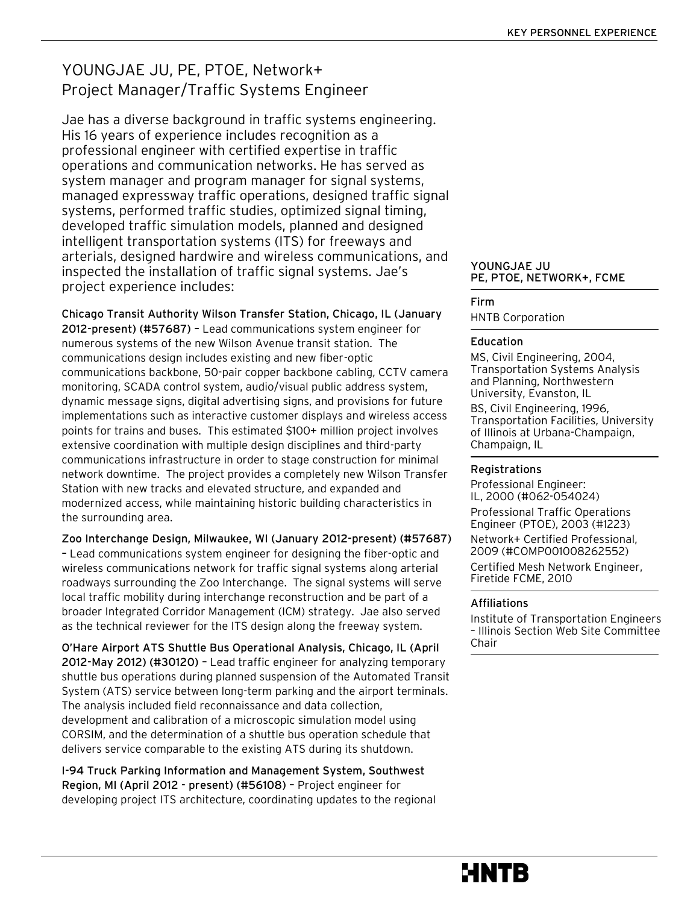# YOUNGJAE JU, PE, PTOE, Network+
## Project Manager/Traffic Systems Engineer

Jae has a diverse background in traffic systems engineering. His 16 years of experience includes recognition as a professional engineer with certified expertise in traffic operations and communication networks. He has served as system manager and program manager for signal systems, managed expressway traffic operations, designed traffic signal systems, performed traffic studies, optimized signal timing, developed traffic simulation models, planned and designed intelligent transportation systems (ITS) for freeways and arterials, designed hardwire and wireless communications, and inspected the installation of traffic signal systems. Jae's project experience includes:

**Chicago Transit Authority Wilson Transfer Station, Chicago, IL (January 2012-present) (#57687)** – Lead communications system engineer for numerous systems of the new Wilson Avenue transit station. The communications design includes existing and new fiber-optic communications backbone, 50-pair copper backbone cabling, CCTV camera monitoring, SCADA control system, audio/visual public address system, dynamic message signs, digital advertising signs, and provisions for future implementations such as interactive customer displays and wireless access points for trains and buses. This estimated $100+ million project involves extensive coordination with multiple design disciplines and third-party communications infrastructure in order to stage construction for minimal network downtime. The project provides a completely new Wilson Transfer Station with new tracks and elevated structure, and expanded and modernized access, while maintaining historic building characteristics in the surrounding area.

**Zoo Interchange Design, Milwaukee, WI (January 2012-present) (#57687)** – Lead communications system engineer for designing the fiber-optic and wireless communications network for traffic signal systems along arterial roadways surrounding the Zoo Interchange. The signal systems will serve local traffic mobility during interchange reconstruction and be part of a broader Integrated Corridor Management (ICM) strategy. Jae also served as the technical reviewer for the ITS design along the freeway system.

**O'Hare Airport ATS Shuttle Bus Operational Analysis, Chicago, IL (April 2012-May 2012) (#30120)** – Lead traffic engineer for analyzing temporary shuttle bus operations during planned suspension of the Automated Transit System (ATS) service between long-term parking and the airport terminals. The analysis included field reconnaissance and data collection, development and calibration of a microscopic simulation model using CORSIM, and the determination of a shuttle bus operation schedule that delivers service comparable to the existing ATS during its shutdown.

**I-94 Truck Parking Information and Management System, Southwest Region, MI (April 2012 - present) (#56108)** – Project engineer for developing project ITS architecture, coordinating updates to the regional

---

**YOUNGJAE JU**
**PE, PTOE, NETWORK+, FCME**

**Firm**

HNTB Corporation

**Education**

MS, Civil Engineering, 2004, Transportation Systems Analysis and Planning, Northwestern University, Evanston, IL

BS, Civil Engineering, 1996, Transportation Facilities, University of Illinois at Urbana-Champaign, Champaign, IL

**Registrations**

Professional Engineer: IL, 2000 (#062-054024)

Professional Traffic Operations Engineer (PTOE), 2003 (#1223)

Network+ Certified Professional, 2009 (#COMP001008262552)

Certified Mesh Network Engineer, Firetide FCME, 2010

**Affiliations**

Institute of Transportation Engineers – Illinois Section Web Site Committee Chair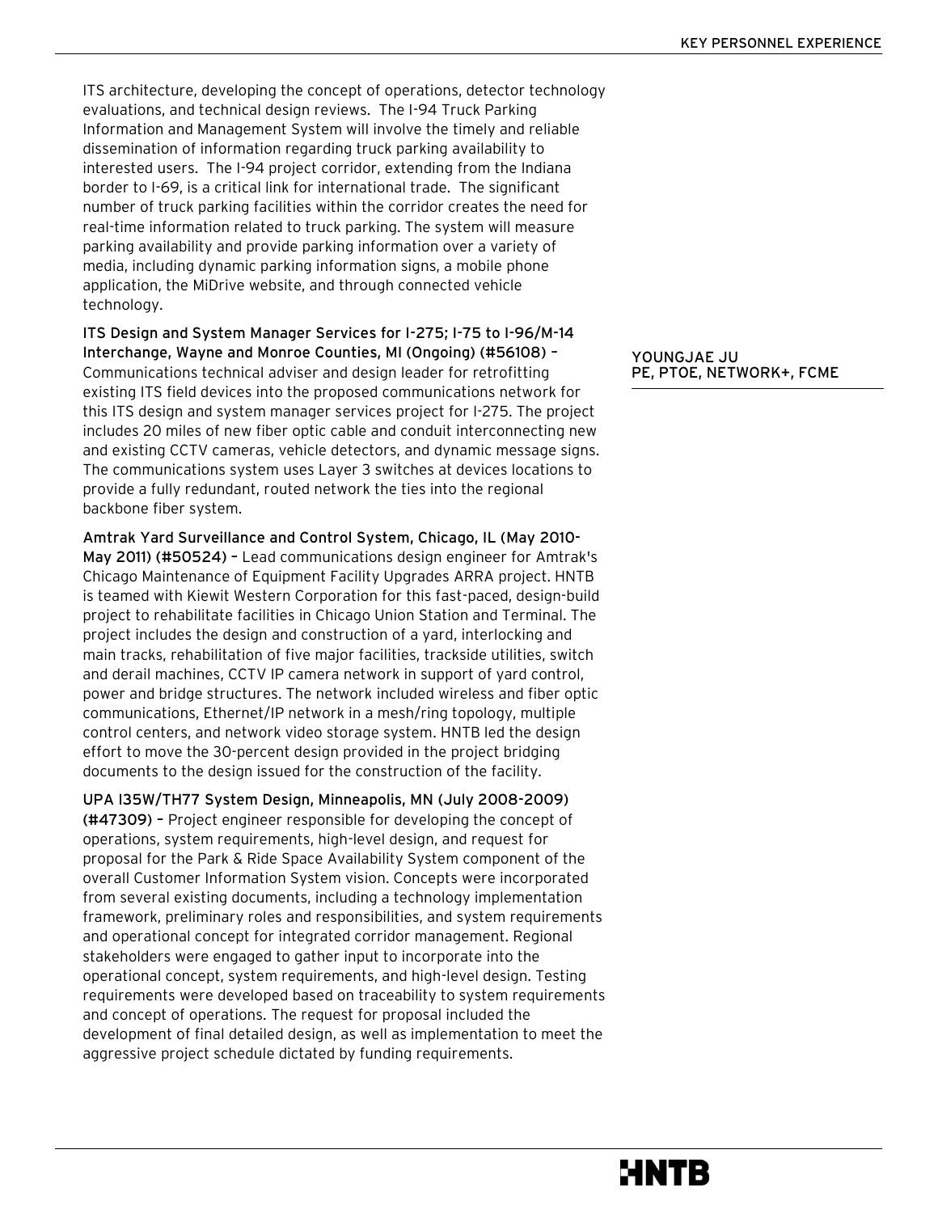ITS architecture, developing the concept of operations, detector technology evaluations, and technical design reviews. The I-94 Truck Parking Information and Management System will involve the timely and reliable dissemination of information regarding truck parking availability to interested users. The I-94 project corridor, extending from the Indiana border to I-69, is a critical link for international trade. The significant number of truck parking facilities within the corridor creates the need for real-time information related to truck parking. The system will measure parking availability and provide parking information over a variety of media, including dynamic parking information signs, a mobile phone application, the MiDrive website, and through connected vehicle technology.

**ITS Design and System Manager Services for I-275; I-75 to I-96/M-14 Interchange, Wayne and Monroe Counties, MI (Ongoing) (#56108) –** Communications technical adviser and design leader for retrofitting existing ITS field devices into the proposed communications network for this ITS design and system manager services project for I-275. The project includes 20 miles of new fiber optic cable and conduit interconnecting new and existing CCTV cameras, vehicle detectors, and dynamic message signs. The communications system uses Layer 3 switches at devices locations to provide a fully redundant, routed network the ties into the regional backbone fiber system.

**YOUNGJAE JU**
**PE, PTOE, NETWORK+, FCME**

**Amtrak Yard Surveillance and Control System, Chicago, IL (May 2010-May 2011) (#50524) –** Lead communications design engineer for Amtrak's Chicago Maintenance of Equipment Facility Upgrades ARRA project. HNTB is teamed with Kiewit Western Corporation for this fast-paced, design-build project to rehabilitate facilities in Chicago Union Station and Terminal. The project includes the design and construction of a yard, interlocking and main tracks, rehabilitation of five major facilities, trackside utilities, switch and derail machines, CCTV IP camera network in support of yard control, power and bridge structures. The network included wireless and fiber optic communications, Ethernet/IP network in a mesh/ring topology, multiple control centers, and network video storage system. HNTB led the design effort to move the 30-percent design provided in the project bridging documents to the design issued for the construction of the facility.

**UPA I35W/TH77 System Design, Minneapolis, MN (July 2008-2009) (#47309) –** Project engineer responsible for developing the concept of operations, system requirements, high-level design, and request for proposal for the Park & Ride Space Availability System component of the overall Customer Information System vision. Concepts were incorporated from several existing documents, including a technology implementation framework, preliminary roles and responsibilities, and system requirements and operational concept for integrated corridor management. Regional stakeholders were engaged to gather input to incorporate into the operational concept, system requirements, and high-level design. Testing requirements were developed based on traceability to system requirements and concept of operations. The request for proposal included the development of final detailed design, as well as implementation to meet the aggressive project schedule dictated by funding requirements.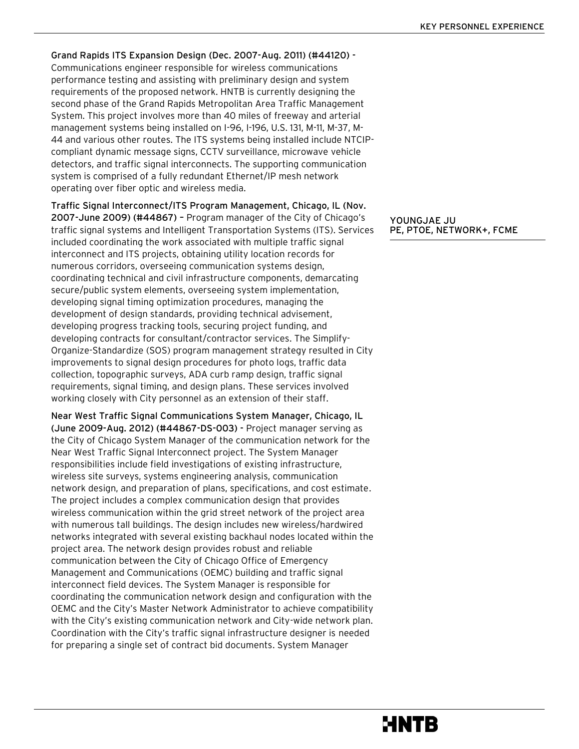**YOUNGJAE JU**
**PE, PTOE, NETWORK+, FCME**

**Grand Rapids ITS Expansion Design (Dec. 2007-Aug. 2011) (#44120) -** Communications engineer responsible for wireless communications performance testing and assisting with preliminary design and system requirements of the proposed network. HNTB is currently designing the second phase of the Grand Rapids Metropolitan Area Traffic Management System. This project involves more than 40 miles of freeway and arterial management systems being installed on I-96, I-196, U.S. 131, M-11, M-37, M-44 and various other routes. The ITS systems being installed include NTCIP-compliant dynamic message signs, CCTV surveillance, microwave vehicle detectors, and traffic signal interconnects. The supporting communication system is comprised of a fully redundant Ethernet/IP mesh network operating over fiber optic and wireless media.

**Traffic Signal Interconnect/ITS Program Management, Chicago, IL (Nov. 2007-June 2009) (#44867) –** Program manager of the City of Chicago's traffic signal systems and Intelligent Transportation Systems (ITS). Services included coordinating the work associated with multiple traffic signal interconnect and ITS projects, obtaining utility location records for numerous corridors, overseeing communication systems design, coordinating technical and civil infrastructure components, demarcating secure/public system elements, overseeing system implementation, developing signal timing optimization procedures, managing the development of design standards, providing technical advisement, developing progress tracking tools, securing project funding, and developing contracts for consultant/contractor services. The Simplify-Organize-Standardize (SOS) program management strategy resulted in City improvements to signal design procedures for photo logs, traffic data collection, topographic surveys, ADA curb ramp design, traffic signal requirements, signal timing, and design plans. These services involved working closely with City personnel as an extension of their staff.

**Near West Traffic Signal Communications System Manager, Chicago, IL (June 2009-Aug. 2012) (#44867-DS-003) -** Project manager serving as the City of Chicago System Manager of the communication network for the Near West Traffic Signal Interconnect project. The System Manager responsibilities include field investigations of existing infrastructure, wireless site surveys, systems engineering analysis, communication network design, and preparation of plans, specifications, and cost estimate. The project includes a complex communication design that provides wireless communication within the grid street network of the project area with numerous tall buildings. The design includes new wireless/hardwired networks integrated with several existing backhaul nodes located within the project area. The network design provides robust and reliable communication between the City of Chicago Office of Emergency Management and Communications (OEMC) building and traffic signal interconnect field devices. The System Manager is responsible for coordinating the communication network design and configuration with the OEMC and the City's Master Network Administrator to achieve compatibility with the City's existing communication network and City-wide network plan. Coordination with the City's traffic signal infrastructure designer is needed for preparing a single set of contract bid documents. System Manager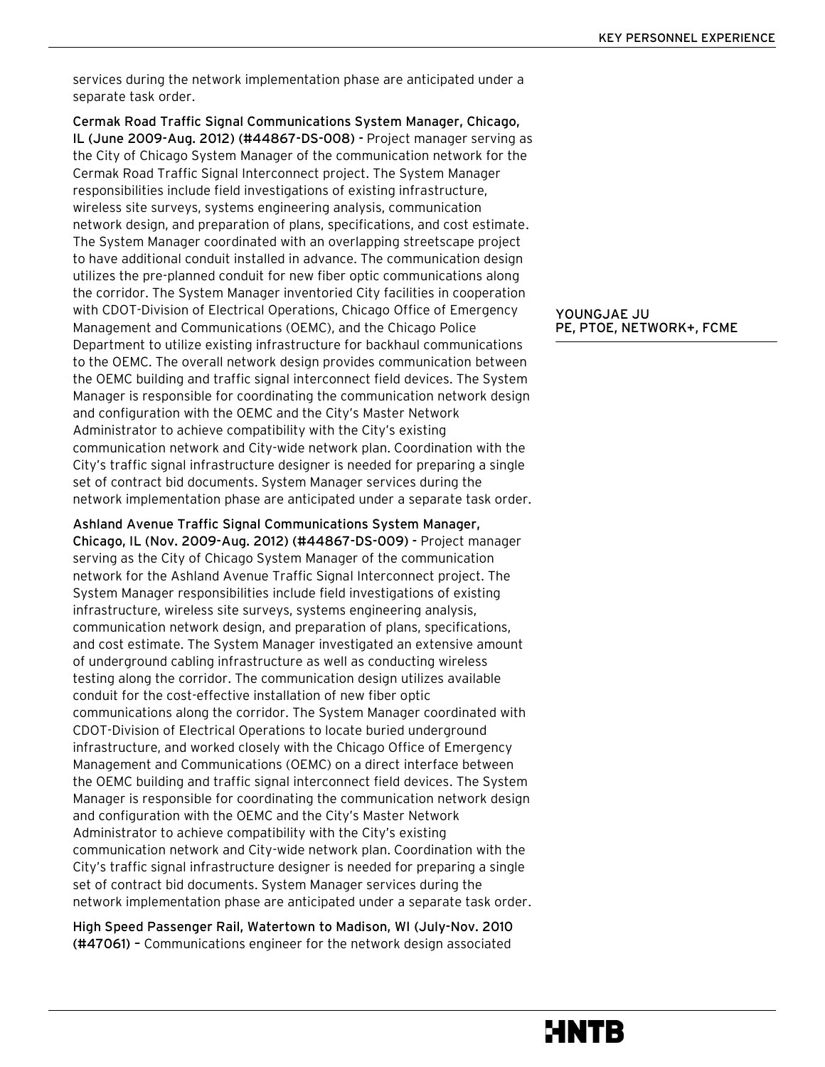services during the network implementation phase are anticipated under a separate task order.

**Cermak Road Traffic Signal Communications System Manager, Chicago, IL (June 2009-Aug. 2012) (#44867-DS-008) -** Project manager serving as the City of Chicago System Manager of the communication network for the Cermak Road Traffic Signal Interconnect project. The System Manager responsibilities include field investigations of existing infrastructure, wireless site surveys, systems engineering analysis, communication network design, and preparation of plans, specifications, and cost estimate. The System Manager coordinated with an overlapping streetscape project to have additional conduit installed in advance. The communication design utilizes the pre-planned conduit for new fiber optic communications along the corridor. The System Manager inventoried City facilities in cooperation with CDOT-Division of Electrical Operations, Chicago Office of Emergency Management and Communications (OEMC), and the Chicago Police Department to utilize existing infrastructure for backhaul communications to the OEMC. The overall network design provides communication between the OEMC building and traffic signal interconnect field devices. The System Manager is responsible for coordinating the communication network design and configuration with the OEMC and the City's Master Network Administrator to achieve compatibility with the City's existing communication network and City-wide network plan. Coordination with the City's traffic signal infrastructure designer is needed for preparing a single set of contract bid documents. System Manager services during the network implementation phase are anticipated under a separate task order.

**Ashland Avenue Traffic Signal Communications System Manager, Chicago, IL (Nov. 2009-Aug. 2012) (#44867-DS-009) -** Project manager serving as the City of Chicago System Manager of the communication network for the Ashland Avenue Traffic Signal Interconnect project. The System Manager responsibilities include field investigations of existing infrastructure, wireless site surveys, systems engineering analysis, communication network design, and preparation of plans, specifications, and cost estimate. The System Manager investigated an extensive amount of underground cabling infrastructure as well as conducting wireless testing along the corridor. The communication design utilizes available conduit for the cost-effective installation of new fiber optic communications along the corridor. The System Manager coordinated with CDOT-Division of Electrical Operations to locate buried underground infrastructure, and worked closely with the Chicago Office of Emergency Management and Communications (OEMC) on a direct interface between the OEMC building and traffic signal interconnect field devices. The System Manager is responsible for coordinating the communication network design and configuration with the OEMC and the City's Master Network Administrator to achieve compatibility with the City's existing communication network and City-wide network plan. Coordination with the City's traffic signal infrastructure designer is needed for preparing a single set of contract bid documents. System Manager services during the network implementation phase are anticipated under a separate task order.

**High Speed Passenger Rail, Watertown to Madison, WI (July-Nov. 2010 (#47061) –** Communications engineer for the network design associated

**YOUNGJAE JU**
**PE, PTOE, NETWORK+, FCME**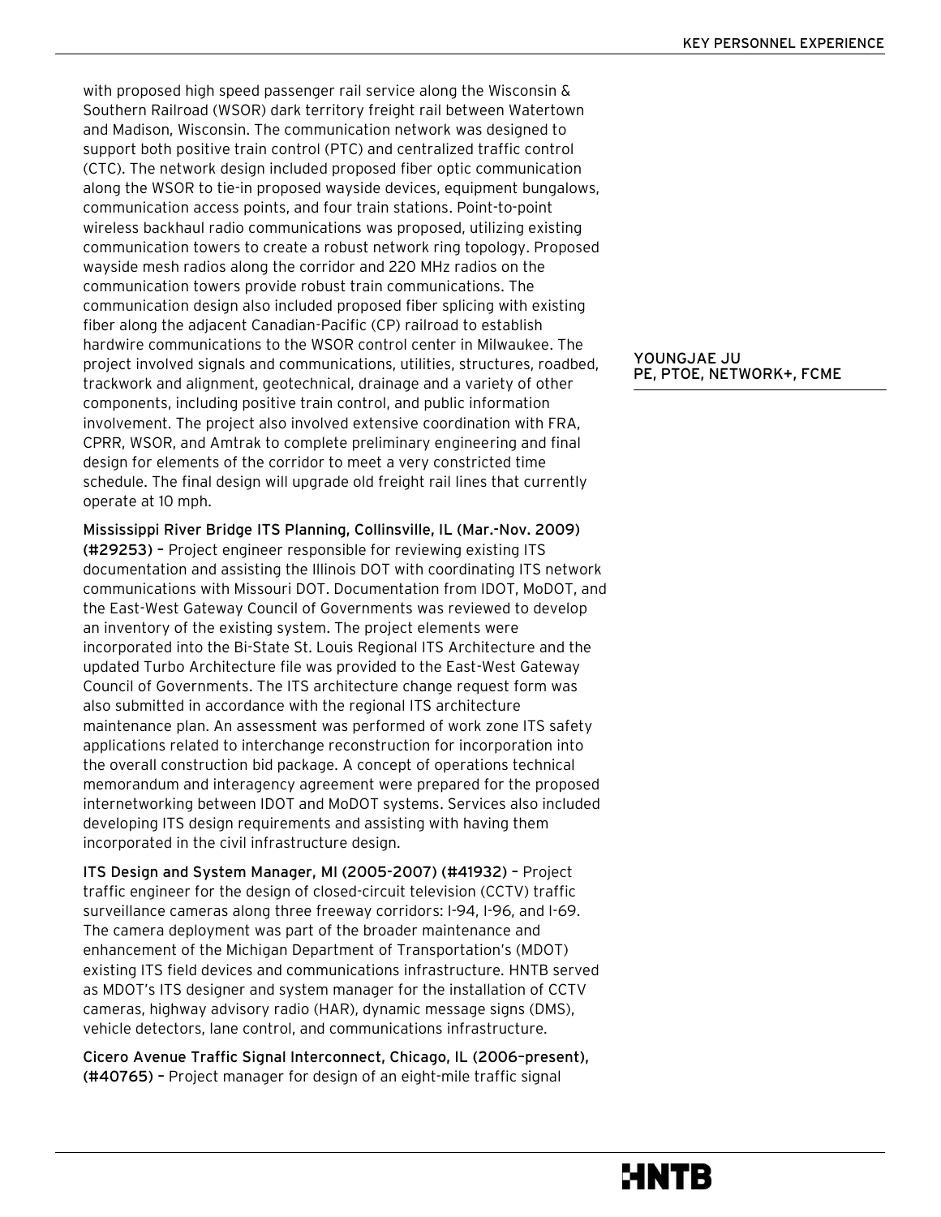with proposed high speed passenger rail service along the Wisconsin & Southern Railroad (WSOR) dark territory freight rail between Watertown and Madison, Wisconsin. The communication network was designed to support both positive train control (PTC) and centralized traffic control (CTC). The network design included proposed fiber optic communication along the WSOR to tie-in proposed wayside devices, equipment bungalows, communication access points, and four train stations. Point-to-point wireless backhaul radio communications was proposed, utilizing existing communication towers to create a robust network ring topology. Proposed wayside mesh radios along the corridor and 220 MHz radios on the communication towers provide robust train communications. The communication design also included proposed fiber splicing with existing fiber along the adjacent Canadian-Pacific (CP) railroad to establish hardwire communications to the WSOR control center in Milwaukee. The project involved signals and communications, utilities, structures, roadbed, trackwork and alignment, geotechnical, drainage and a variety of other components, including positive train control, and public information involvement. The project also involved extensive coordination with FRA, CPRR, WSOR, and Amtrak to complete preliminary engineering and final design for elements of the corridor to meet a very constricted time schedule. The final design will upgrade old freight rail lines that currently operate at 10 mph.

**YOUNGJAE JU**
**PE, PTOE, NETWORK+, FCME**

**Mississippi River Bridge ITS Planning, Collinsville, IL (Mar.-Nov. 2009) (#29253)** – Project engineer responsible for reviewing existing ITS documentation and assisting the Illinois DOT with coordinating ITS network communications with Missouri DOT. Documentation from IDOT, MoDOT, and the East-West Gateway Council of Governments was reviewed to develop an inventory of the existing system. The project elements were incorporated into the Bi-State St. Louis Regional ITS Architecture and the updated Turbo Architecture file was provided to the East-West Gateway Council of Governments. The ITS architecture change request form was also submitted in accordance with the regional ITS architecture maintenance plan. An assessment was performed of work zone ITS safety applications related to interchange reconstruction for incorporation into the overall construction bid package. A concept of operations technical memorandum and interagency agreement were prepared for the proposed internetworking between IDOT and MoDOT systems. Services also included developing ITS design requirements and assisting with having them incorporated in the civil infrastructure design.

**ITS Design and System Manager, MI (2005-2007) (#41932)** – Project traffic engineer for the design of closed-circuit television (CCTV) traffic surveillance cameras along three freeway corridors: I-94, I-96, and I-69. The camera deployment was part of the broader maintenance and enhancement of the Michigan Department of Transportation's (MDOT) existing ITS field devices and communications infrastructure. HNTB served as MDOT's ITS designer and system manager for the installation of CCTV cameras, highway advisory radio (HAR), dynamic message signs (DMS), vehicle detectors, lane control, and communications infrastructure.

**Cicero Avenue Traffic Signal Interconnect, Chicago, IL (2006–present), (#40765)** – Project manager for design of an eight-mile traffic signal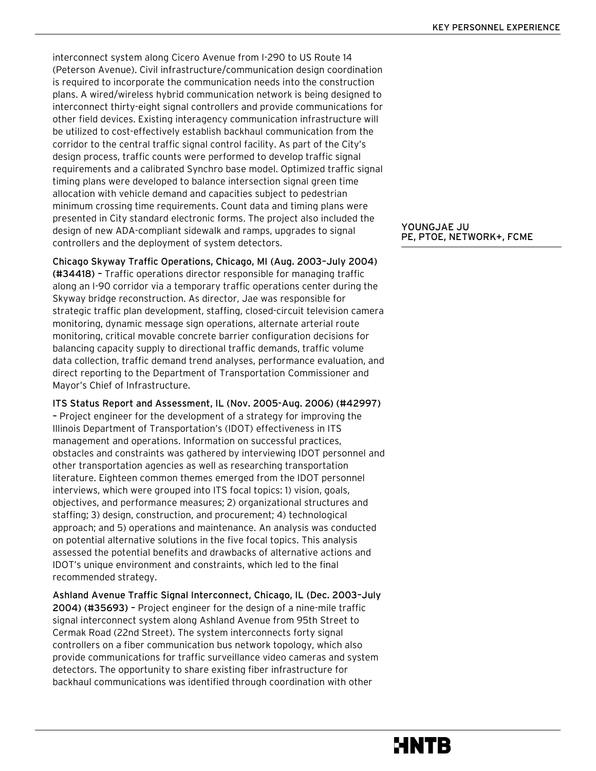interconnect system along Cicero Avenue from I-290 to US Route 14 (Peterson Avenue). Civil infrastructure/communication design coordination is required to incorporate the communication needs into the construction plans. A wired/wireless hybrid communication network is being designed to interconnect thirty-eight signal controllers and provide communications for other field devices. Existing interagency communication infrastructure will be utilized to cost-effectively establish backhaul communication from the corridor to the central traffic signal control facility. As part of the City's design process, traffic counts were performed to develop traffic signal requirements and a calibrated Synchro base model. Optimized traffic signal timing plans were developed to balance intersection signal green time allocation with vehicle demand and capacities subject to pedestrian minimum crossing time requirements. Count data and timing plans were presented in City standard electronic forms. The project also included the design of new ADA-compliant sidewalk and ramps, upgrades to signal controllers and the deployment of system detectors.

**YOUNGJAE JU**
**PE, PTOE, NETWORK+, FCME**

**Chicago Skyway Traffic Operations, Chicago, MI (Aug. 2003–July 2004) (#34418)** – Traffic operations director responsible for managing traffic along an I-90 corridor via a temporary traffic operations center during the Skyway bridge reconstruction. As director, Jae was responsible for strategic traffic plan development, staffing, closed-circuit television camera monitoring, dynamic message sign operations, alternate arterial route monitoring, critical movable concrete barrier configuration decisions for balancing capacity supply to directional traffic demands, traffic volume data collection, traffic demand trend analyses, performance evaluation, and direct reporting to the Department of Transportation Commissioner and Mayor's Chief of Infrastructure.

**ITS Status Report and Assessment, IL (Nov. 2005-Aug. 2006) (#42997)** – Project engineer for the development of a strategy for improving the Illinois Department of Transportation's (IDOT) effectiveness in ITS management and operations. Information on successful practices, obstacles and constraints was gathered by interviewing IDOT personnel and other transportation agencies as well as researching transportation literature. Eighteen common themes emerged from the IDOT personnel interviews, which were grouped into ITS focal topics: 1) vision, goals, objectives, and performance measures; 2) organizational structures and staffing; 3) design, construction, and procurement; 4) technological approach; and 5) operations and maintenance. An analysis was conducted on potential alternative solutions in the five focal topics. This analysis assessed the potential benefits and drawbacks of alternative actions and IDOT's unique environment and constraints, which led to the final recommended strategy.

**Ashland Avenue Traffic Signal Interconnect, Chicago, IL (Dec. 2003–July 2004) (#35693)** – Project engineer for the design of a nine-mile traffic signal interconnect system along Ashland Avenue from 95th Street to Cermak Road (22nd Street). The system interconnects forty signal controllers on a fiber communication bus network topology, which also provide communications for traffic surveillance video cameras and system detectors. The opportunity to share existing fiber infrastructure for backhaul communications was identified through coordination with other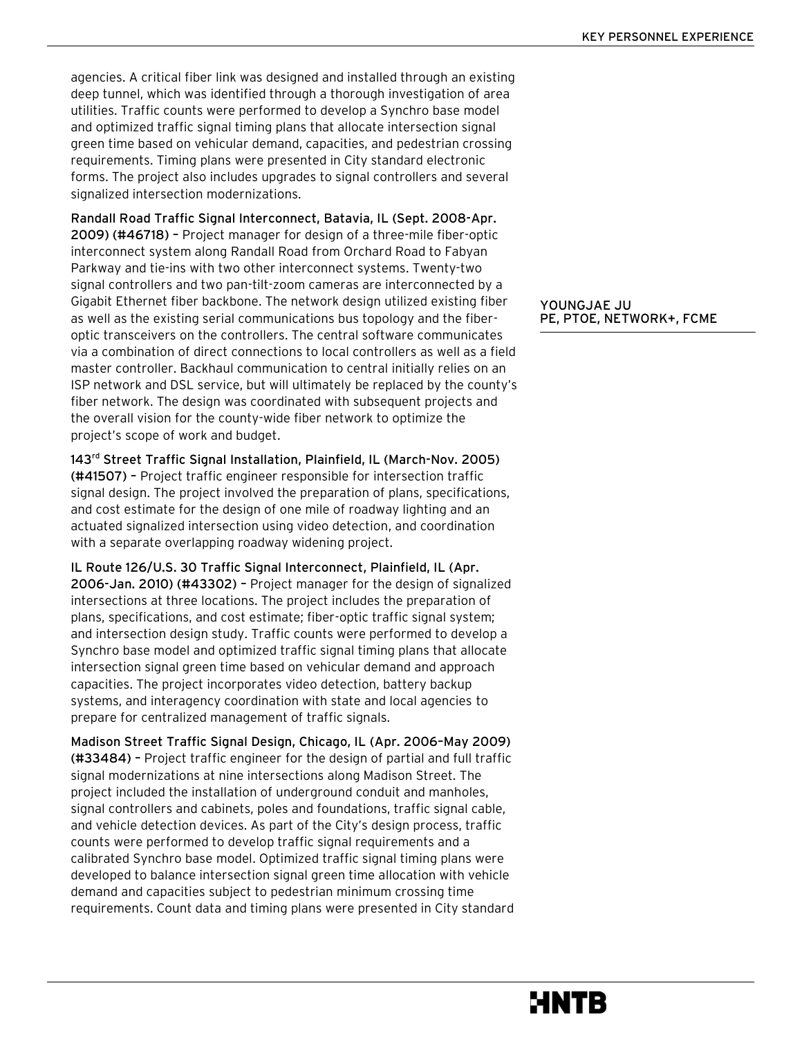agencies. A critical fiber link was designed and installed through an existing deep tunnel, which was identified through a thorough investigation of area utilities. Traffic counts were performed to develop a Synchro base model and optimized traffic signal timing plans that allocate intersection signal green time based on vehicular demand, capacities, and pedestrian crossing requirements. Timing plans were presented in City standard electronic forms. The project also includes upgrades to signal controllers and several signalized intersection modernizations.

**YOUNGJAE JU**
**PE, PTOE, NETWORK+, FCME**

**Randall Road Traffic Signal Interconnect, Batavia, IL (Sept. 2008-Apr. 2009) (#46718)** – Project manager for design of a three-mile fiber-optic interconnect system along Randall Road from Orchard Road to Fabyan Parkway and tie-ins with two other interconnect systems. Twenty-two signal controllers and two pan-tilt-zoom cameras are interconnected by a Gigabit Ethernet fiber backbone. The network design utilized existing fiber as well as the existing serial communications bus topology and the fiber-optic transceivers on the controllers. The central software communicates via a combination of direct connections to local controllers as well as a field master controller. Backhaul communication to central initially relies on an ISP network and DSL service, but will ultimately be replaced by the county's fiber network. The design was coordinated with subsequent projects and the overall vision for the county-wide fiber network to optimize the project's scope of work and budget.

**143rd Street Traffic Signal Installation, Plainfield, IL (March-Nov. 2005) (#41507)** – Project traffic engineer responsible for intersection traffic signal design. The project involved the preparation of plans, specifications, and cost estimate for the design of one mile of roadway lighting and an actuated signalized intersection using video detection, and coordination with a separate overlapping roadway widening project.

**IL Route 126/U.S. 30 Traffic Signal Interconnect, Plainfield, IL (Apr. 2006-Jan. 2010) (#43302)** – Project manager for the design of signalized intersections at three locations. The project includes the preparation of plans, specifications, and cost estimate; fiber-optic traffic signal system; and intersection design study. Traffic counts were performed to develop a Synchro base model and optimized traffic signal timing plans that allocate intersection signal green time based on vehicular demand and approach capacities. The project incorporates video detection, battery backup systems, and interagency coordination with state and local agencies to prepare for centralized management of traffic signals.

**Madison Street Traffic Signal Design, Chicago, IL (Apr. 2006–May 2009) (#33484)** – Project traffic engineer for the design of partial and full traffic signal modernizations at nine intersections along Madison Street. The project included the installation of underground conduit and manholes, signal controllers and cabinets, poles and foundations, traffic signal cable, and vehicle detection devices. As part of the City's design process, traffic counts were performed to develop traffic signal requirements and a calibrated Synchro base model. Optimized traffic signal timing plans were developed to balance intersection signal green time allocation with vehicle demand and capacities subject to pedestrian minimum crossing time requirements. Count data and timing plans were presented in City standard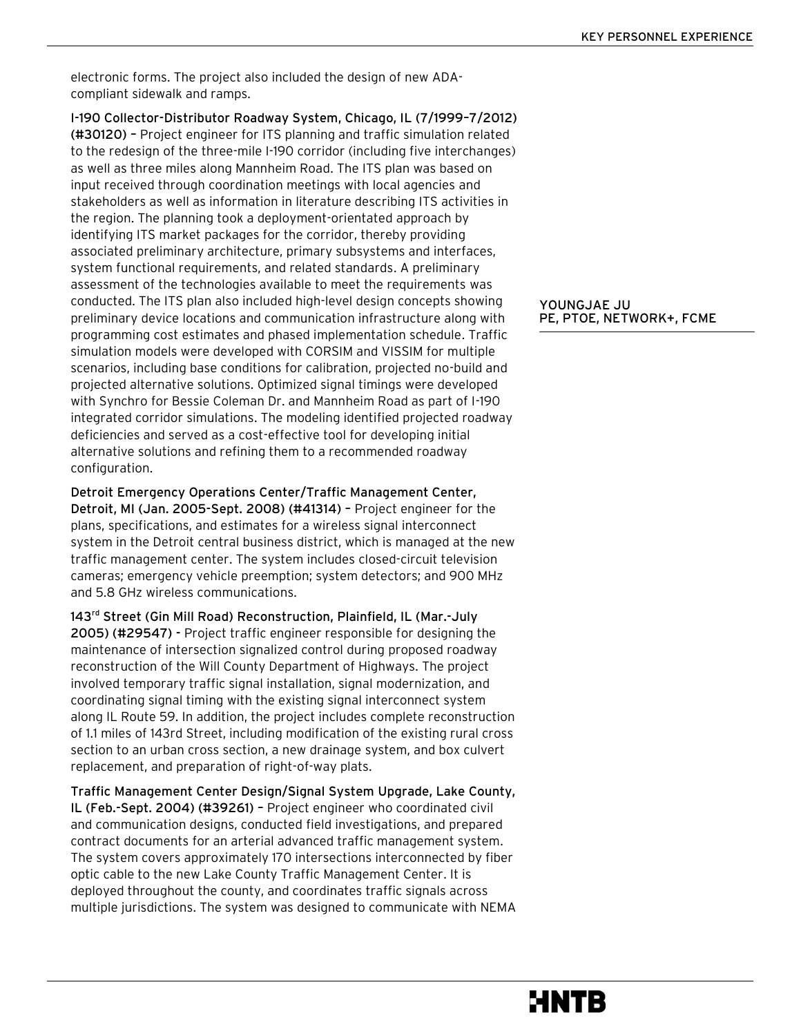electronic forms. The project also included the design of new ADA-compliant sidewalk and ramps.

**I-190 Collector-Distributor Roadway System, Chicago, IL (7/1999–7/2012) (#30120)** – Project engineer for ITS planning and traffic simulation related to the redesign of the three-mile I-190 corridor (including five interchanges) as well as three miles along Mannheim Road. The ITS plan was based on input received through coordination meetings with local agencies and stakeholders as well as information in literature describing ITS activities in the region. The planning took a deployment-orientated approach by identifying ITS market packages for the corridor, thereby providing associated preliminary architecture, primary subsystems and interfaces, system functional requirements, and related standards. A preliminary assessment of the technologies available to meet the requirements was conducted. The ITS plan also included high-level design concepts showing preliminary device locations and communication infrastructure along with programming cost estimates and phased implementation schedule. Traffic simulation models were developed with CORSIM and VISSIM for multiple scenarios, including base conditions for calibration, projected no-build and projected alternative solutions. Optimized signal timings were developed with Synchro for Bessie Coleman Dr. and Mannheim Road as part of I-190 integrated corridor simulations. The modeling identified projected roadway deficiencies and served as a cost-effective tool for developing initial alternative solutions and refining them to a recommended roadway configuration.

**Detroit Emergency Operations Center/Traffic Management Center, Detroit, MI (Jan. 2005-Sept. 2008) (#41314)** – Project engineer for the plans, specifications, and estimates for a wireless signal interconnect system in the Detroit central business district, which is managed at the new traffic management center. The system includes closed-circuit television cameras; emergency vehicle preemption; system detectors; and 900 MHz and 5.8 GHz wireless communications.

**143rd Street (Gin Mill Road) Reconstruction, Plainfield, IL (Mar.-July 2005) (#29547)** - Project traffic engineer responsible for designing the maintenance of intersection signalized control during proposed roadway reconstruction of the Will County Department of Highways. The project involved temporary traffic signal installation, signal modernization, and coordinating signal timing with the existing signal interconnect system along IL Route 59. In addition, the project includes complete reconstruction of 1.1 miles of 143rd Street, including modification of the existing rural cross section to an urban cross section, a new drainage system, and box culvert replacement, and preparation of right-of-way plats.

**Traffic Management Center Design/Signal System Upgrade, Lake County, IL (Feb.-Sept. 2004) (#39261)** – Project engineer who coordinated civil and communication designs, conducted field investigations, and prepared contract documents for an arterial advanced traffic management system. The system covers approximately 170 intersections interconnected by fiber optic cable to the new Lake County Traffic Management Center. It is deployed throughout the county, and coordinates traffic signals across multiple jurisdictions. The system was designed to communicate with NEMA

**YOUNGJAE JU**
**PE, PTOE, NETWORK+, FCME**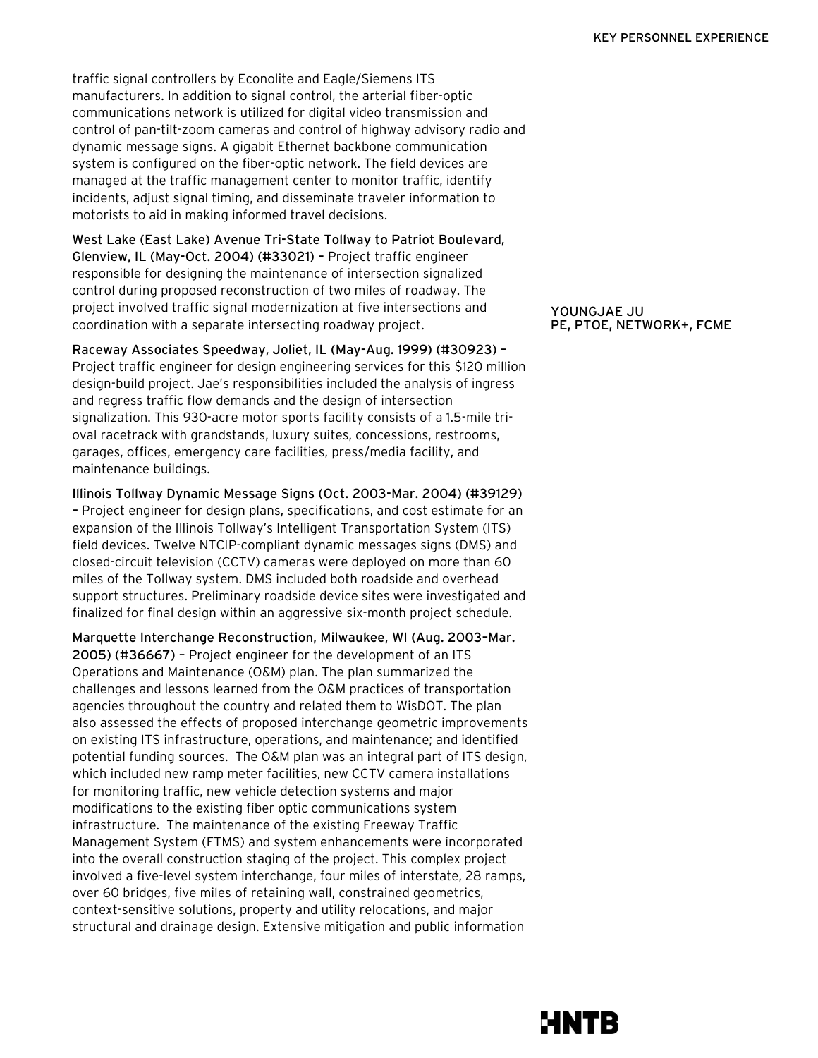traffic signal controllers by Econolite and Eagle/Siemens ITS manufacturers. In addition to signal control, the arterial fiber-optic communications network is utilized for digital video transmission and control of pan-tilt-zoom cameras and control of highway advisory radio and dynamic message signs. A gigabit Ethernet backbone communication system is configured on the fiber-optic network. The field devices are managed at the traffic management center to monitor traffic, identify incidents, adjust signal timing, and disseminate traveler information to motorists to aid in making informed travel decisions.

**YOUNGJAE JU**
**PE, PTOE, NETWORK+, FCME**

**West Lake (East Lake) Avenue Tri-State Tollway to Patriot Boulevard, Glenview, IL (May-Oct. 2004) (#33021) –** Project traffic engineer responsible for designing the maintenance of intersection signalized control during proposed reconstruction of two miles of roadway. The project involved traffic signal modernization at five intersections and coordination with a separate intersecting roadway project.

**Raceway Associates Speedway, Joliet, IL (May-Aug. 1999) (#30923) –** Project traffic engineer for design engineering services for this $120 million design-build project. Jae's responsibilities included the analysis of ingress and regress traffic flow demands and the design of intersection signalization. This 930-acre motor sports facility consists of a 1.5-mile tri-oval racetrack with grandstands, luxury suites, concessions, restrooms, garages, offices, emergency care facilities, press/media facility, and maintenance buildings.

**Illinois Tollway Dynamic Message Signs (Oct. 2003-Mar. 2004) (#39129) –** Project engineer for design plans, specifications, and cost estimate for an expansion of the Illinois Tollway's Intelligent Transportation System (ITS) field devices. Twelve NTCIP-compliant dynamic messages signs (DMS) and closed-circuit television (CCTV) cameras were deployed on more than 60 miles of the Tollway system. DMS included both roadside and overhead support structures. Preliminary roadside device sites were investigated and finalized for final design within an aggressive six-month project schedule.

**Marquette Interchange Reconstruction, Milwaukee, WI (Aug. 2003–Mar. 2005) (#36667) –** Project engineer for the development of an ITS Operations and Maintenance (O&M) plan. The plan summarized the challenges and lessons learned from the O&M practices of transportation agencies throughout the country and related them to WisDOT. The plan also assessed the effects of proposed interchange geometric improvements on existing ITS infrastructure, operations, and maintenance; and identified potential funding sources. The O&M plan was an integral part of ITS design, which included new ramp meter facilities, new CCTV camera installations for monitoring traffic, new vehicle detection systems and major modifications to the existing fiber optic communications system infrastructure. The maintenance of the existing Freeway Traffic Management System (FTMS) and system enhancements were incorporated into the overall construction staging of the project. This complex project involved a five-level system interchange, four miles of interstate, 28 ramps, over 60 bridges, five miles of retaining wall, constrained geometrics, context-sensitive solutions, property and utility relocations, and major structural and drainage design. Extensive mitigation and public information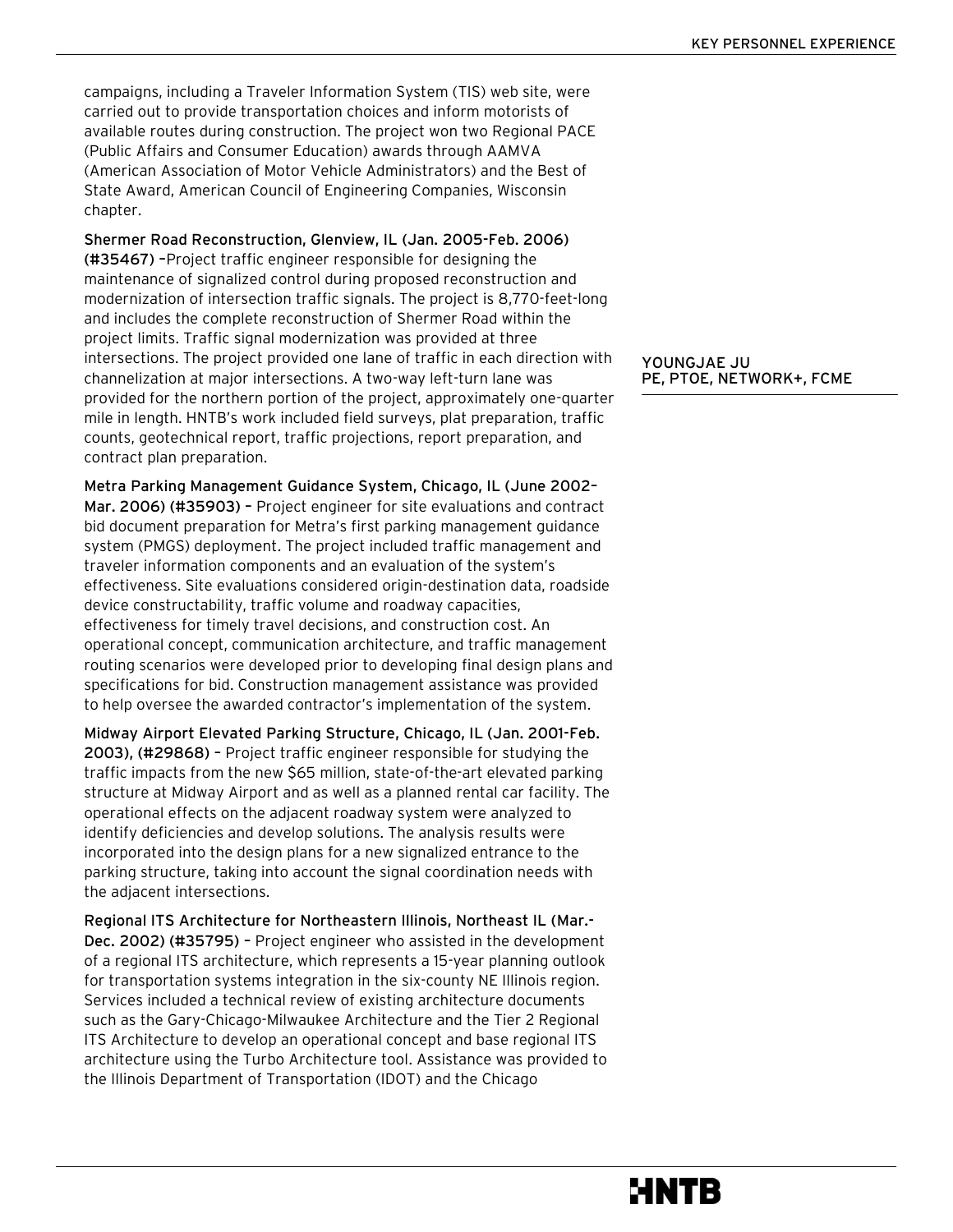campaigns, including a Traveler Information System (TIS) web site, were carried out to provide transportation choices and inform motorists of available routes during construction. The project won two Regional PACE (Public Affairs and Consumer Education) awards through AAMVA (American Association of Motor Vehicle Administrators) and the Best of State Award, American Council of Engineering Companies, Wisconsin chapter.

**Shermer Road Reconstruction, Glenview, IL (Jan. 2005-Feb. 2006) (#35467)** –Project traffic engineer responsible for designing the maintenance of signalized control during proposed reconstruction and modernization of intersection traffic signals. The project is 8,770-feet-long and includes the complete reconstruction of Shermer Road within the project limits. Traffic signal modernization was provided at three intersections. The project provided one lane of traffic in each direction with channelization at major intersections. A two-way left-turn lane was provided for the northern portion of the project, approximately one-quarter mile in length. HNTB's work included field surveys, plat preparation, traffic counts, geotechnical report, traffic projections, report preparation, and contract plan preparation.

**YOUNGJAE JU**
**PE, PTOE, NETWORK+, FCME**

**Metra Parking Management Guidance System, Chicago, IL (June 2002–Mar. 2006) (#35903)** – Project engineer for site evaluations and contract bid document preparation for Metra's first parking management guidance system (PMGS) deployment. The project included traffic management and traveler information components and an evaluation of the system's effectiveness. Site evaluations considered origin-destination data, roadside device constructability, traffic volume and roadway capacities, effectiveness for timely travel decisions, and construction cost. An operational concept, communication architecture, and traffic management routing scenarios were developed prior to developing final design plans and specifications for bid. Construction management assistance was provided to help oversee the awarded contractor's implementation of the system.

**Midway Airport Elevated Parking Structure, Chicago, IL (Jan. 2001-Feb. 2003), (#29868)** – Project traffic engineer responsible for studying the traffic impacts from the new $65 million, state-of-the-art elevated parking structure at Midway Airport and as well as a planned rental car facility. The operational effects on the adjacent roadway system were analyzed to identify deficiencies and develop solutions. The analysis results were incorporated into the design plans for a new signalized entrance to the parking structure, taking into account the signal coordination needs with the adjacent intersections.

**Regional ITS Architecture for Northeastern Illinois, Northeast IL (Mar.-Dec. 2002) (#35795)** – Project engineer who assisted in the development of a regional ITS architecture, which represents a 15-year planning outlook for transportation systems integration in the six-county NE Illinois region. Services included a technical review of existing architecture documents such as the Gary-Chicago-Milwaukee Architecture and the Tier 2 Regional ITS Architecture to develop an operational concept and base regional ITS architecture using the Turbo Architecture tool. Assistance was provided to the Illinois Department of Transportation (IDOT) and the Chicago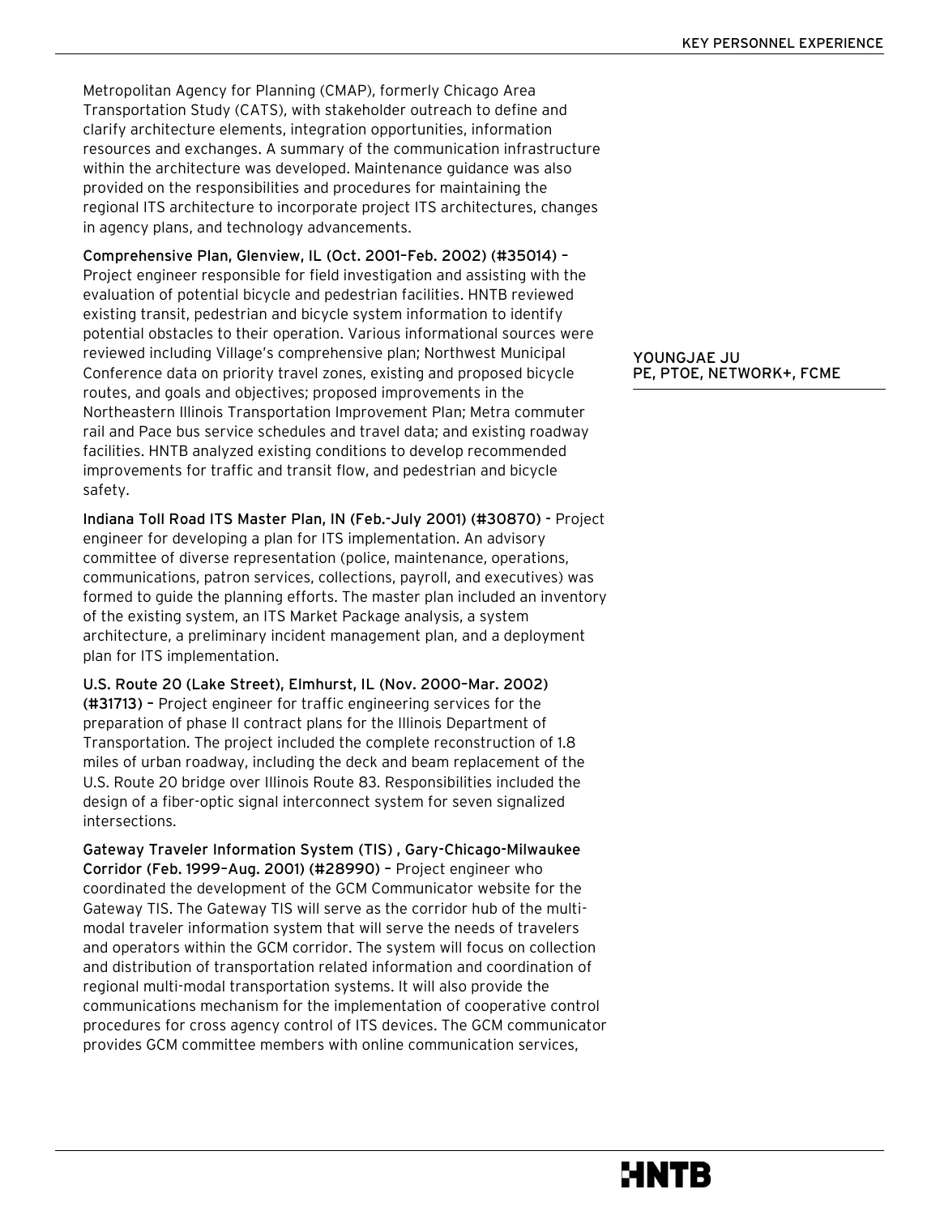Metropolitan Agency for Planning (CMAP), formerly Chicago Area Transportation Study (CATS), with stakeholder outreach to define and clarify architecture elements, integration opportunities, information resources and exchanges. A summary of the communication infrastructure within the architecture was developed. Maintenance guidance was also provided on the responsibilities and procedures for maintaining the regional ITS architecture to incorporate project ITS architectures, changes in agency plans, and technology advancements.

**YOUNGJAE JU**
**PE, PTOE, NETWORK+, FCME**

**Comprehensive Plan, Glenview, IL (Oct. 2001–Feb. 2002) (#35014) –** Project engineer responsible for field investigation and assisting with the evaluation of potential bicycle and pedestrian facilities. HNTB reviewed existing transit, pedestrian and bicycle system information to identify potential obstacles to their operation. Various informational sources were reviewed including Village's comprehensive plan; Northwest Municipal Conference data on priority travel zones, existing and proposed bicycle routes, and goals and objectives; proposed improvements in the Northeastern Illinois Transportation Improvement Plan; Metra commuter rail and Pace bus service schedules and travel data; and existing roadway facilities. HNTB analyzed existing conditions to develop recommended improvements for traffic and transit flow, and pedestrian and bicycle safety.

**Indiana Toll Road ITS Master Plan, IN (Feb.-July 2001) (#30870) -** Project engineer for developing a plan for ITS implementation. An advisory committee of diverse representation (police, maintenance, operations, communications, patron services, collections, payroll, and executives) was formed to guide the planning efforts. The master plan included an inventory of the existing system, an ITS Market Package analysis, a system architecture, a preliminary incident management plan, and a deployment plan for ITS implementation.

**U.S. Route 20 (Lake Street), Elmhurst, IL (Nov. 2000–Mar. 2002) (#31713) –** Project engineer for traffic engineering services for the preparation of phase II contract plans for the Illinois Department of Transportation. The project included the complete reconstruction of 1.8 miles of urban roadway, including the deck and beam replacement of the U.S. Route 20 bridge over Illinois Route 83. Responsibilities included the design of a fiber-optic signal interconnect system for seven signalized intersections.

**Gateway Traveler Information System (TIS) , Gary-Chicago-Milwaukee Corridor (Feb. 1999–Aug. 2001) (#28990) –** Project engineer who coordinated the development of the GCM Communicator website for the Gateway TIS. The Gateway TIS will serve as the corridor hub of the multi-modal traveler information system that will serve the needs of travelers and operators within the GCM corridor. The system will focus on collection and distribution of transportation related information and coordination of regional multi-modal transportation systems. It will also provide the communications mechanism for the implementation of cooperative control procedures for cross agency control of ITS devices. The GCM communicator provides GCM committee members with online communication services,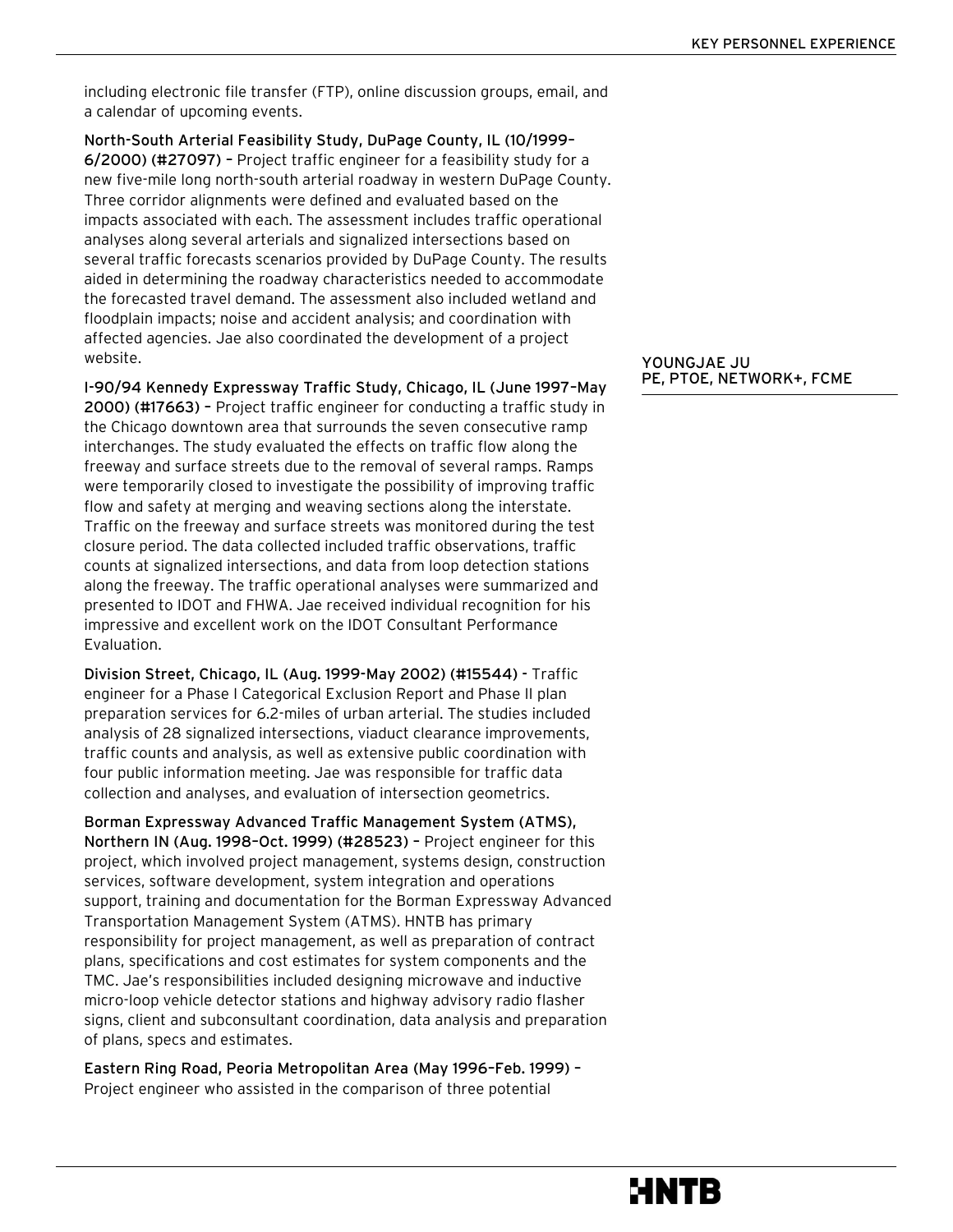including electronic file transfer (FTP), online discussion groups, email, and a calendar of upcoming events.

**North-South Arterial Feasibility Study, DuPage County, IL (10/1999–6/2000) (#27097) –** Project traffic engineer for a feasibility study for a new five-mile long north-south arterial roadway in western DuPage County. Three corridor alignments were defined and evaluated based on the impacts associated with each. The assessment includes traffic operational analyses along several arterials and signalized intersections based on several traffic forecasts scenarios provided by DuPage County. The results aided in determining the roadway characteristics needed to accommodate the forecasted travel demand. The assessment also included wetland and floodplain impacts; noise and accident analysis; and coordination with affected agencies. Jae also coordinated the development of a project website.

**YOUNGJAE JU**
**PE, PTOE, NETWORK+, FCME**

**I-90/94 Kennedy Expressway Traffic Study, Chicago, IL (June 1997–May 2000) (#17663) –** Project traffic engineer for conducting a traffic study in the Chicago downtown area that surrounds the seven consecutive ramp interchanges. The study evaluated the effects on traffic flow along the freeway and surface streets due to the removal of several ramps. Ramps were temporarily closed to investigate the possibility of improving traffic flow and safety at merging and weaving sections along the interstate. Traffic on the freeway and surface streets was monitored during the test closure period. The data collected included traffic observations, traffic counts at signalized intersections, and data from loop detection stations along the freeway. The traffic operational analyses were summarized and presented to IDOT and FHWA. Jae received individual recognition for his impressive and excellent work on the IDOT Consultant Performance Evaluation.

**Division Street, Chicago, IL (Aug. 1999-May 2002) (#15544) -** Traffic engineer for a Phase I Categorical Exclusion Report and Phase II plan preparation services for 6.2-miles of urban arterial. The studies included analysis of 28 signalized intersections, viaduct clearance improvements, traffic counts and analysis, as well as extensive public coordination with four public information meeting. Jae was responsible for traffic data collection and analyses, and evaluation of intersection geometrics.

**Borman Expressway Advanced Traffic Management System (ATMS), Northern IN (Aug. 1998–Oct. 1999) (#28523) –** Project engineer for this project, which involved project management, systems design, construction services, software development, system integration and operations support, training and documentation for the Borman Expressway Advanced Transportation Management System (ATMS). HNTB has primary responsibility for project management, as well as preparation of contract plans, specifications and cost estimates for system components and the TMC. Jae's responsibilities included designing microwave and inductive micro-loop vehicle detector stations and highway advisory radio flasher signs, client and subconsultant coordination, data analysis and preparation of plans, specs and estimates.

**Eastern Ring Road, Peoria Metropolitan Area (May 1996–Feb. 1999) –** Project engineer who assisted in the comparison of three potential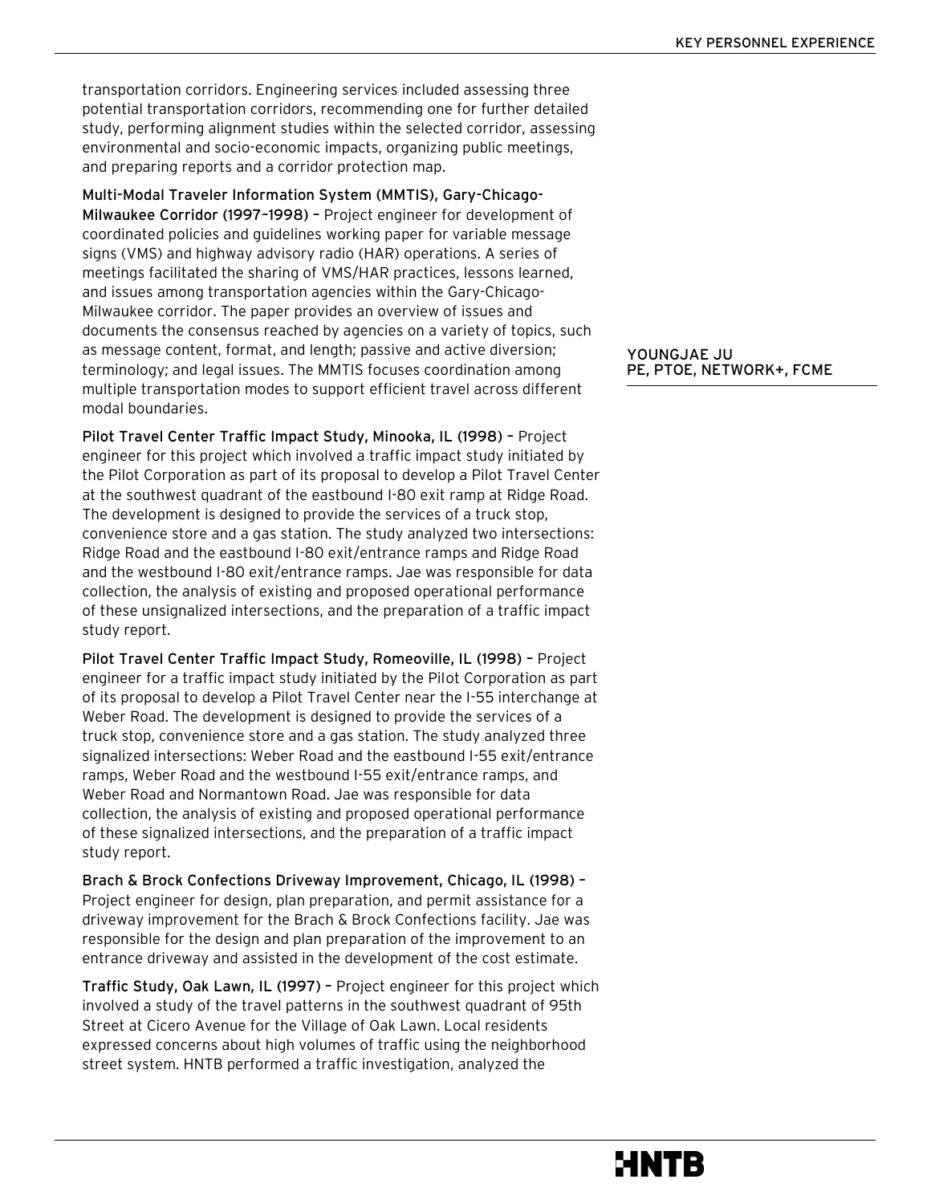transportation corridors. Engineering services included assessing three potential transportation corridors, recommending one for further detailed study, performing alignment studies within the selected corridor, assessing environmental and socio-economic impacts, organizing public meetings, and preparing reports and a corridor protection map.

**Multi-Modal Traveler Information System (MMTIS), Gary-Chicago-Milwaukee Corridor (1997–1998)** – Project engineer for development of coordinated policies and guidelines working paper for variable message signs (VMS) and highway advisory radio (HAR) operations. A series of meetings facilitated the sharing of VMS/HAR practices, lessons learned, and issues among transportation agencies within the Gary-Chicago-Milwaukee corridor. The paper provides an overview of issues and documents the consensus reached by agencies on a variety of topics, such as message content, format, and length; passive and active diversion; terminology; and legal issues. The MMTIS focuses coordination among multiple transportation modes to support efficient travel across different modal boundaries.

**YOUNGJAE JU**
**PE, PTOE, NETWORK+, FCME**

**Pilot Travel Center Traffic Impact Study, Minooka, IL (1998)** – Project engineer for this project which involved a traffic impact study initiated by the Pilot Corporation as part of its proposal to develop a Pilot Travel Center at the southwest quadrant of the eastbound I-80 exit ramp at Ridge Road. The development is designed to provide the services of a truck stop, convenience store and a gas station. The study analyzed two intersections: Ridge Road and the eastbound I-80 exit/entrance ramps and Ridge Road and the westbound I-80 exit/entrance ramps. Jae was responsible for data collection, the analysis of existing and proposed operational performance of these unsignalized intersections, and the preparation of a traffic impact study report.

**Pilot Travel Center Traffic Impact Study, Romeoville, IL (1998)** – Project engineer for a traffic impact study initiated by the Pilot Corporation as part of its proposal to develop a Pilot Travel Center near the I-55 interchange at Weber Road. The development is designed to provide the services of a truck stop, convenience store and a gas station. The study analyzed three signalized intersections: Weber Road and the eastbound I-55 exit/entrance ramps, Weber Road and the westbound I-55 exit/entrance ramps, and Weber Road and Normantown Road. Jae was responsible for data collection, the analysis of existing and proposed operational performance of these signalized intersections, and the preparation of a traffic impact study report.

**Brach & Brock Confections Driveway Improvement, Chicago, IL (1998)** – Project engineer for design, plan preparation, and permit assistance for a driveway improvement for the Brach & Brock Confections facility. Jae was responsible for the design and plan preparation of the improvement to an entrance driveway and assisted in the development of the cost estimate.

**Traffic Study, Oak Lawn, IL (1997)** – Project engineer for this project which involved a study of the travel patterns in the southwest quadrant of 95th Street at Cicero Avenue for the Village of Oak Lawn. Local residents expressed concerns about high volumes of traffic using the neighborhood street system. HNTB performed a traffic investigation, analyzed the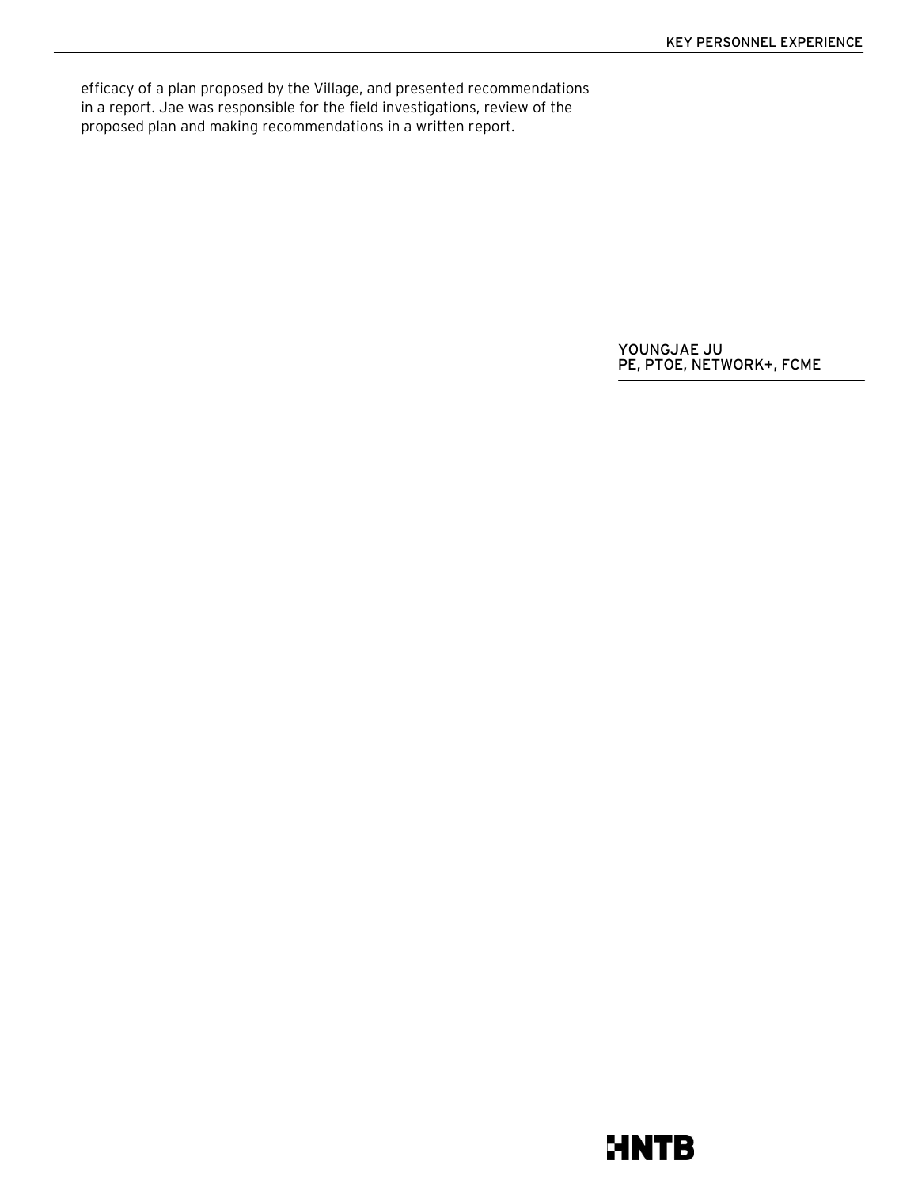efficacy of a plan proposed by the Village, and presented recommendations in a report. Jae was responsible for the field investigations, review of the proposed plan and making recommendations in a written report.

**YOUNGJAE JU**
**PE, PTOE, NETWORK+, FCME**